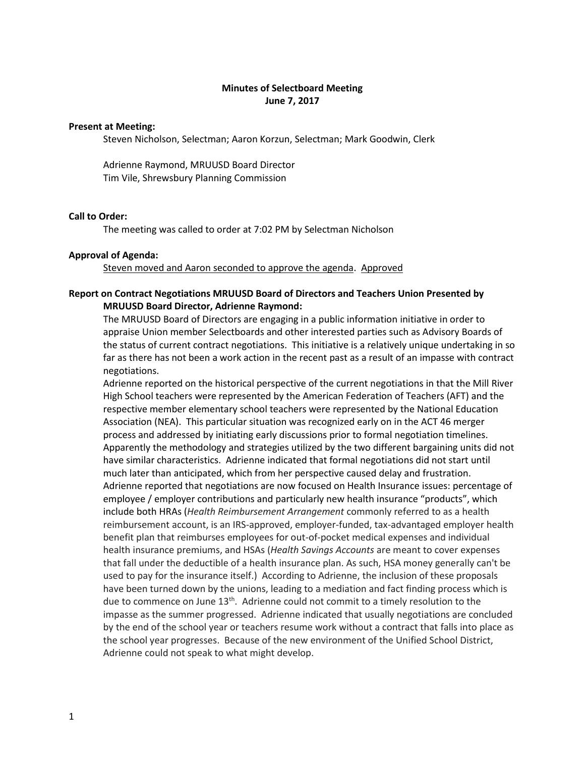**Minutes of Selectboard Meeting**
**June 7, 2017**

**Present at Meeting:**

Steven Nicholson, Selectman; Aaron Korzun, Selectman; Mark Goodwin, Clerk

Adrienne Raymond, MRUUSD Board Director
Tim Vile, Shrewsbury Planning Commission

**Call to Order:**

The meeting was called to order at 7:02 PM by Selectman Nicholson

**Approval of Agenda:**

<u>Steven moved and Aaron seconded to approve the agenda</u>. <u>Approved</u>

**Report on Contract Negotiations MRUUSD Board of Directors and Teachers Union Presented by MRUUSD Board Director, Adrienne Raymond:**

The MRUUSD Board of Directors are engaging in a public information initiative in order to appraise Union member Selectboards and other interested parties such as Advisory Boards of the status of current contract negotiations. This initiative is a relatively unique undertaking in so far as there has not been a work action in the recent past as a result of an impasse with contract negotiations.

Adrienne reported on the historical perspective of the current negotiations in that the Mill River High School teachers were represented by the American Federation of Teachers (AFT) and the respective member elementary school teachers were represented by the National Education Association (NEA). This particular situation was recognized early on in the ACT 46 merger process and addressed by initiating early discussions prior to formal negotiation timelines. Apparently the methodology and strategies utilized by the two different bargaining units did not have similar characteristics. Adrienne indicated that formal negotiations did not start until much later than anticipated, which from her perspective caused delay and frustration.

Adrienne reported that negotiations are now focused on Health Insurance issues: percentage of employee / employer contributions and particularly new health insurance "products", which include both HRAs (*Health Reimbursement Arrangement* commonly referred to as a health reimbursement account, is an IRS-approved, employer-funded, tax-advantaged employer health benefit plan that reimburses employees for out-of-pocket medical expenses and individual health insurance premiums, and HSAs (*Health Savings Accounts* are meant to cover expenses that fall under the deductible of a health insurance plan. As such, HSA money generally can't be used to pay for the insurance itself.) According to Adrienne, the inclusion of these proposals have been turned down by the unions, leading to a mediation and fact finding process which is due to commence on June 13th. Adrienne could not commit to a timely resolution to the impasse as the summer progressed. Adrienne indicated that usually negotiations are concluded by the end of the school year or teachers resume work without a contract that falls into place as the school year progresses. Because of the new environment of the Unified School District, Adrienne could not speak to what might develop.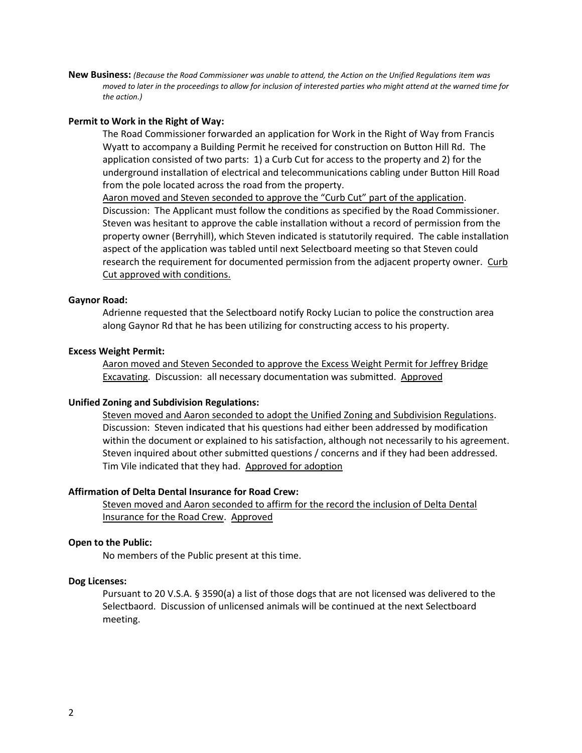**New Business:** *(Because the Road Commissioner was unable to attend, the Action on the Unified Regulations item was moved to later in the proceedings to allow for inclusion of interested parties who might attend at the warned time for the action.)*

**Permit to Work in the Right of Way:**

The Road Commissioner forwarded an application for Work in the Right of Way from Francis Wyatt to accompany a Building Permit he received for construction on Button Hill Rd. The application consisted of two parts: 1) a Curb Cut for access to the property and 2) for the underground installation of electrical and telecommunications cabling under Button Hill Road from the pole located across the road from the property.

<u>Aaron moved and Steven seconded to approve the "Curb Cut" part of the application</u>. Discussion: The Applicant must follow the conditions as specified by the Road Commissioner. Steven was hesitant to approve the cable installation without a record of permission from the property owner (Berryhill), which Steven indicated is statutorily required. The cable installation aspect of the application was tabled until next Selectboard meeting so that Steven could research the requirement for documented permission from the adjacent property owner. <u>Curb Cut approved with conditions.</u>

**Gaynor Road:**

Adrienne requested that the Selectboard notify Rocky Lucian to police the construction area along Gaynor Rd that he has been utilizing for constructing access to his property.

**Excess Weight Permit:**

<u>Aaron moved and Steven Seconded to approve the Excess Weight Permit for Jeffrey Bridge Excavating</u>. Discussion: all necessary documentation was submitted. <u>Approved</u>

**Unified Zoning and Subdivision Regulations:**

<u>Steven moved and Aaron seconded to adopt the Unified Zoning and Subdivision Regulations</u>. Discussion: Steven indicated that his questions had either been addressed by modification within the document or explained to his satisfaction, although not necessarily to his agreement. Steven inquired about other submitted questions / concerns and if they had been addressed. Tim Vile indicated that they had. <u>Approved for adoption</u>

**Affirmation of Delta Dental Insurance for Road Crew:**

<u>Steven moved and Aaron seconded to affirm for the record the inclusion of Delta Dental Insurance for the Road Crew</u>. <u>Approved</u>

**Open to the Public:**

No members of the Public present at this time.

**Dog Licenses:**

Pursuant to 20 V.S.A. § 3590(a) a list of those dogs that are not licensed was delivered to the Selectbaord. Discussion of unlicensed animals will be continued at the next Selectboard meeting.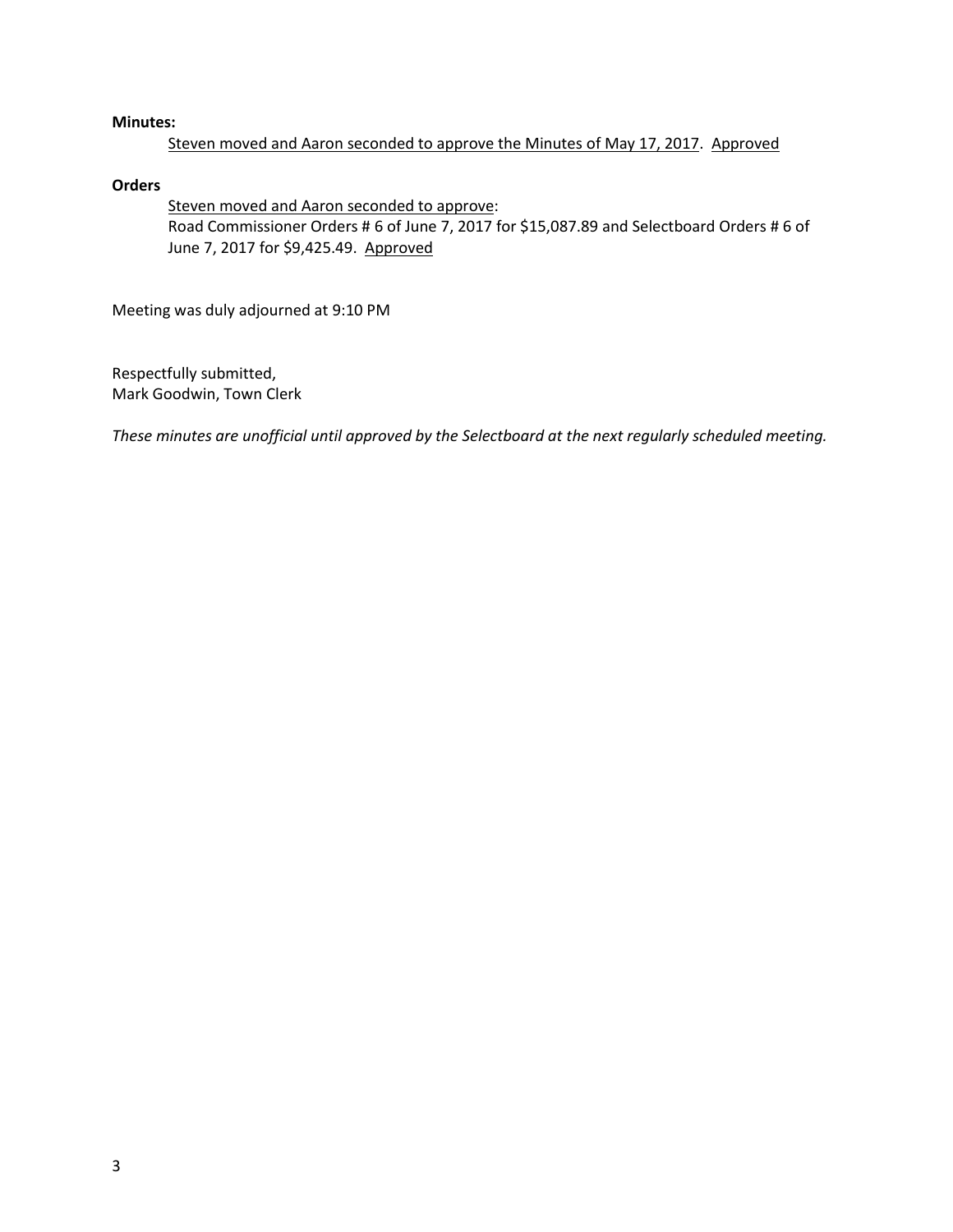**Minutes:**

Steven moved and Aaron seconded to approve the Minutes of May 17, 2017. Approved

**Orders**

Steven moved and Aaron seconded to approve:
Road Commissioner Orders # 6 of June 7, 2017 for $15,087.89 and Selectboard Orders # 6 of June 7, 2017 for $9,425.49. Approved

Meeting was duly adjourned at 9:10 PM

Respectfully submitted,
Mark Goodwin, Town Clerk

*These minutes are unofficial until approved by the Selectboard at the next regularly scheduled meeting.*